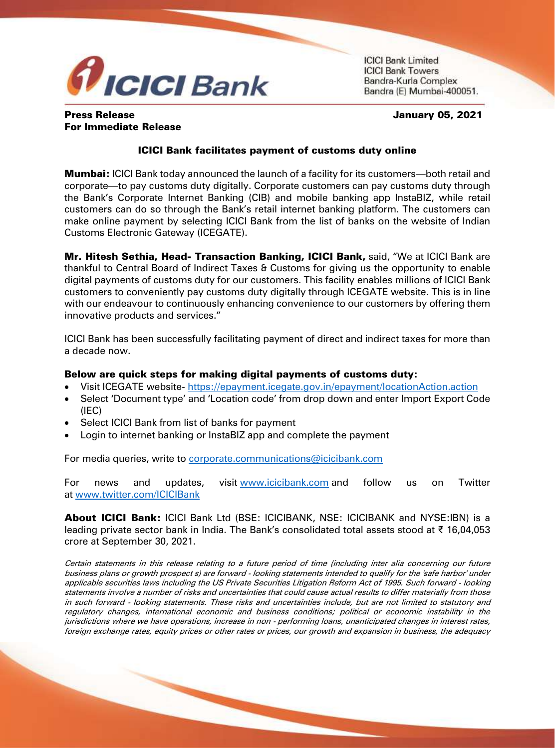ICICI Bank Limited
ICICI Bank Towers
Bandra-Kurla Complex
Bandra (E) Mumbai-400051.

**Press Release**
**For Immediate Release**

**January 05, 2021**

## ICICI Bank facilitates payment of customs duty online

**Mumbai:** ICICI Bank today announced the launch of a facility for its customers—both retail and corporate—to pay customs duty digitally. Corporate customers can pay customs duty through the Bank's Corporate Internet Banking (CIB) and mobile banking app InstaBIZ, while retail customers can do so through the Bank's retail internet banking platform. The customers can make online payment by selecting ICICI Bank from the list of banks on the website of Indian Customs Electronic Gateway (ICEGATE).

**Mr. Hitesh Sethia, Head- Transaction Banking, ICICI Bank,** said, "We at ICICI Bank are thankful to Central Board of Indirect Taxes & Customs for giving us the opportunity to enable digital payments of customs duty for our customers. This facility enables millions of ICICI Bank customers to conveniently pay customs duty digitally through ICEGATE website. This is in line with our endeavour to continuously enhancing convenience to our customers by offering them innovative products and services."

ICICI Bank has been successfully facilitating payment of direct and indirect taxes for more than a decade now.

### Below are quick steps for making digital payments of customs duty:

- Visit ICEGATE website- https://epayment.icegate.gov.in/epayment/locationAction.action
- Select 'Document type' and 'Location code' from drop down and enter Import Export Code (IEC)
- Select ICICI Bank from list of banks for payment
- Login to internet banking or InstaBIZ app and complete the payment

For media queries, write to corporate.communications@icicibank.com

For news and updates, visit www.icicibank.com and follow us on Twitter at www.twitter.com/ICICIBank

**About ICICI Bank:** ICICI Bank Ltd (BSE: ICICIBANK, NSE: ICICIBANK and NYSE:IBN) is a leading private sector bank in India. The Bank's consolidated total assets stood at ₹ 16,04,053 crore at September 30, 2021.

*Certain statements in this release relating to a future period of time (including inter alia concerning our future business plans or growth prospect s) are forward - looking statements intended to qualify for the 'safe harbor' under applicable securities laws including the US Private Securities Litigation Reform Act of 1995. Such forward - looking statements involve a number of risks and uncertainties that could cause actual results to differ materially from those in such forward - looking statements. These risks and uncertainties include, but are not limited to statutory and regulatory changes, international economic and business conditions; political or economic instability in the jurisdictions where we have operations, increase in non - performing loans, unanticipated changes in interest rates, foreign exchange rates, equity prices or other rates or prices, our growth and expansion in business, the adequacy*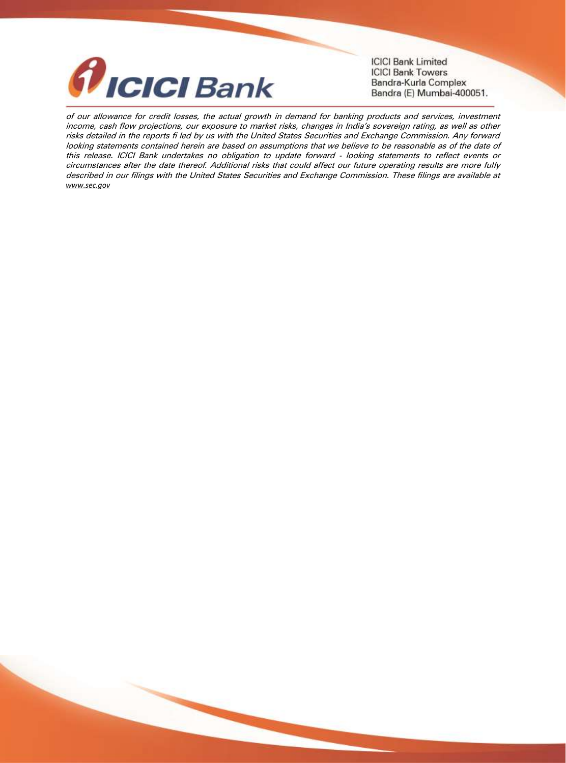*of our allowance for credit losses, the actual growth in demand for banking products and services, investment income, cash flow projections, our exposure to market risks, changes in India's sovereign rating, as well as other risks detailed in the reports fi led by us with the United States Securities and Exchange Commission. Any forward looking statements contained herein are based on assumptions that we believe to be reasonable as of the date of this release. ICICI Bank undertakes no obligation to update forward - looking statements to reflect events or circumstances after the date thereof. Additional risks that could affect our future operating results are more fully described in our filings with the United States Securities and Exchange Commission. These filings are available at* *www.sec.gov*